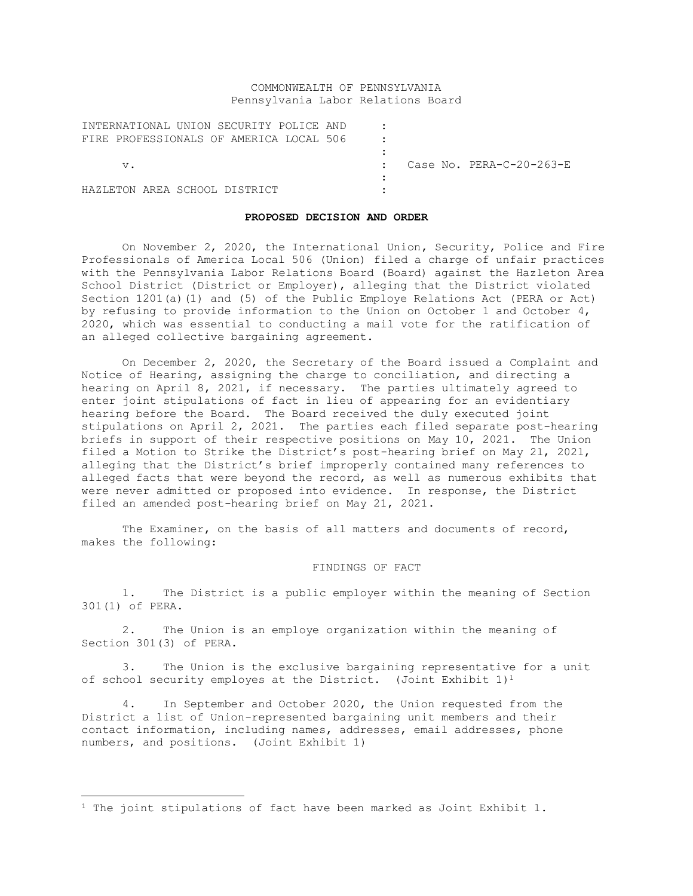COMMONWEALTH OF PENNSYLVANIA
Pennsylvania Labor Relations Board

| | | |
|---|---|---|
| INTERNATIONAL UNION SECURITY POLICE AND FIRE PROFESSIONALS OF AMERICA LOCAL 506 | : | |
| v. | : | Case No. PERA-C-20-263-E |
| HAZLETON AREA SCHOOL DISTRICT | : | |

**PROPOSED DECISION AND ORDER**

On November 2, 2020, the International Union, Security, Police and Fire Professionals of America Local 506 (Union) filed a charge of unfair practices with the Pennsylvania Labor Relations Board (Board) against the Hazleton Area School District (District or Employer), alleging that the District violated Section 1201(a)(1) and (5) of the Public Employe Relations Act (PERA or Act) by refusing to provide information to the Union on October 1 and October 4, 2020, which was essential to conducting a mail vote for the ratification of an alleged collective bargaining agreement.

On December 2, 2020, the Secretary of the Board issued a Complaint and Notice of Hearing, assigning the charge to conciliation, and directing a hearing on April 8, 2021, if necessary. The parties ultimately agreed to enter joint stipulations of fact in lieu of appearing for an evidentiary hearing before the Board. The Board received the duly executed joint stipulations on April 2, 2021. The parties each filed separate post-hearing briefs in support of their respective positions on May 10, 2021. The Union filed a Motion to Strike the District's post-hearing brief on May 21, 2021, alleging that the District's brief improperly contained many references to alleged facts that were beyond the record, as well as numerous exhibits that were never admitted or proposed into evidence. In response, the District filed an amended post-hearing brief on May 21, 2021.

The Examiner, on the basis of all matters and documents of record, makes the following:

FINDINGS OF FACT

1. The District is a public employer within the meaning of Section 301(1) of PERA.

2. The Union is an employe organization within the meaning of Section 301(3) of PERA.

3. The Union is the exclusive bargaining representative for a unit of school security employes at the District. (Joint Exhibit 1)[1]

4. In September and October 2020, the Union requested from the District a list of Union-represented bargaining unit members and their contact information, including names, addresses, email addresses, phone numbers, and positions. (Joint Exhibit 1)

[1] The joint stipulations of fact have been marked as Joint Exhibit 1.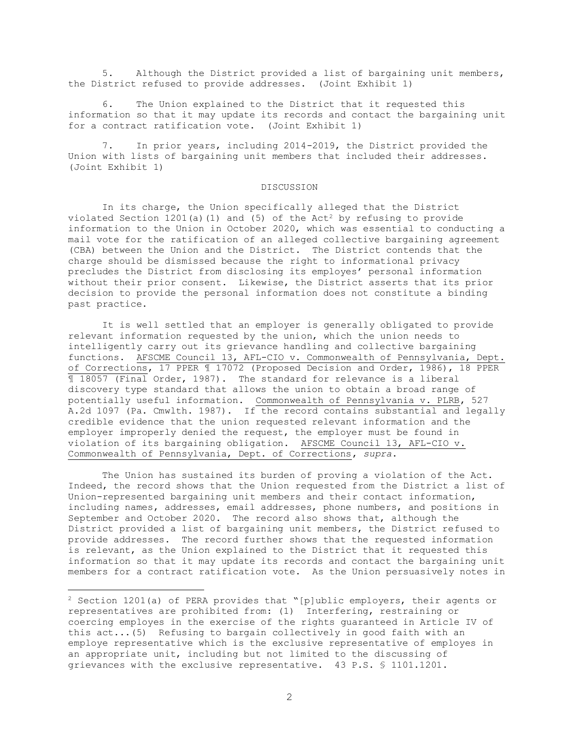5. Although the District provided a list of bargaining unit members, the District refused to provide addresses. (Joint Exhibit 1)

6. The Union explained to the District that it requested this information so that it may update its records and contact the bargaining unit for a contract ratification vote. (Joint Exhibit 1)

7. In prior years, including 2014-2019, the District provided the Union with lists of bargaining unit members that included their addresses. (Joint Exhibit 1)

## DISCUSSION

In its charge, the Union specifically alleged that the District violated Section 1201(a)(1) and (5) of the Act[2] by refusing to provide information to the Union in October 2020, which was essential to conducting a mail vote for the ratification of an alleged collective bargaining agreement (CBA) between the Union and the District. The District contends that the charge should be dismissed because the right to informational privacy precludes the District from disclosing its employes' personal information without their prior consent. Likewise, the District asserts that its prior decision to provide the personal information does not constitute a binding past practice.

It is well settled that an employer is generally obligated to provide relevant information requested by the union, which the union needs to intelligently carry out its grievance handling and collective bargaining functions. AFSCME Council 13, AFL-CIO v. Commonwealth of Pennsylvania, Dept. of Corrections, 17 PPER ¶ 17072 (Proposed Decision and Order, 1986), 18 PPER ¶ 18057 (Final Order, 1987). The standard for relevance is a liberal discovery type standard that allows the union to obtain a broad range of potentially useful information. Commonwealth of Pennsylvania v. PLRB, 527 A.2d 1097 (Pa. Cmwlth. 1987). If the record contains substantial and legally credible evidence that the union requested relevant information and the employer improperly denied the request, the employer must be found in violation of its bargaining obligation. AFSCME Council 13, AFL-CIO v. Commonwealth of Pennsylvania, Dept. of Corrections, *supra*.

The Union has sustained its burden of proving a violation of the Act. Indeed, the record shows that the Union requested from the District a list of Union-represented bargaining unit members and their contact information, including names, addresses, email addresses, phone numbers, and positions in September and October 2020. The record also shows that, although the District provided a list of bargaining unit members, the District refused to provide addresses. The record further shows that the requested information is relevant, as the Union explained to the District that it requested this information so that it may update its records and contact the bargaining unit members for a contract ratification vote. As the Union persuasively notes in

---

[2] Section 1201(a) of PERA provides that "[p]ublic employers, their agents or representatives are prohibited from: (1) Interfering, restraining or coercing employes in the exercise of the rights guaranteed in Article IV of this act...(5) Refusing to bargain collectively in good faith with an employe representative which is the exclusive representative of employes in an appropriate unit, including but not limited to the discussing of grievances with the exclusive representative. 43 P.S. § 1101.1201.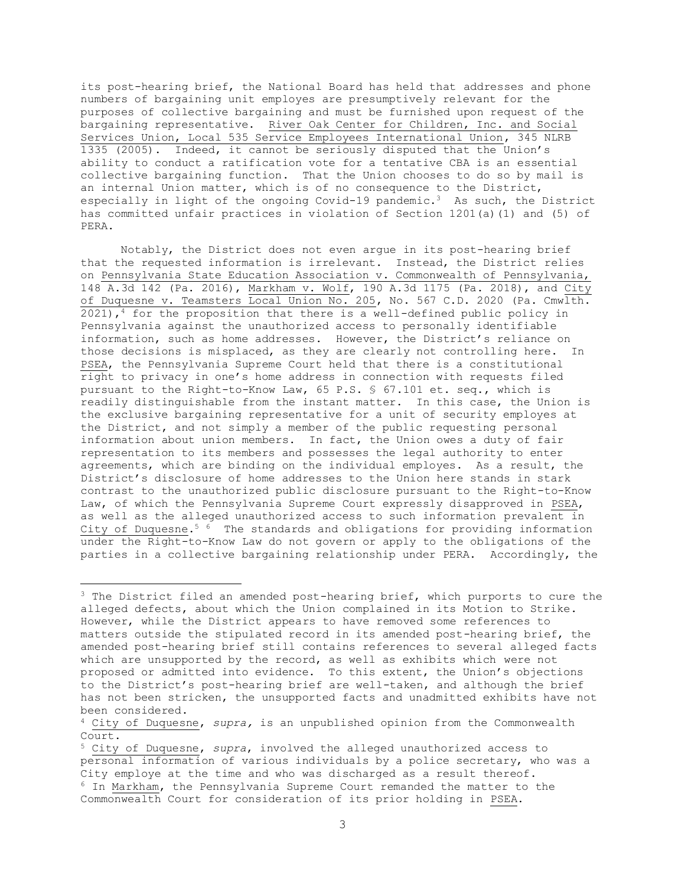its post-hearing brief, the National Board has held that addresses and phone numbers of bargaining unit employes are presumptively relevant for the purposes of collective bargaining and must be furnished upon request of the bargaining representative. River Oak Center for Children, Inc. and Social Services Union, Local 535 Service Employees International Union, 345 NLRB 1335 (2005). Indeed, it cannot be seriously disputed that the Union's ability to conduct a ratification vote for a tentative CBA is an essential collective bargaining function. That the Union chooses to do so by mail is an internal Union matter, which is of no consequence to the District, especially in light of the ongoing Covid-19 pandemic.[3] As such, the District has committed unfair practices in violation of Section 1201(a)(1) and (5) of PERA.

Notably, the District does not even argue in its post-hearing brief that the requested information is irrelevant. Instead, the District relies on Pennsylvania State Education Association v. Commonwealth of Pennsylvania, 148 A.3d 142 (Pa. 2016), Markham v. Wolf, 190 A.3d 1175 (Pa. 2018), and City of Duquesne v. Teamsters Local Union No. 205, No. 567 C.D. 2020 (Pa. Cmwlth. 2021),[4] for the proposition that there is a well-defined public policy in Pennsylvania against the unauthorized access to personally identifiable information, such as home addresses. However, the District's reliance on those decisions is misplaced, as they are clearly not controlling here. In PSEA, the Pennsylvania Supreme Court held that there is a constitutional right to privacy in one's home address in connection with requests filed pursuant to the Right-to-Know Law, 65 P.S. § 67.101 et. seq., which is readily distinguishable from the instant matter. In this case, the Union is the exclusive bargaining representative for a unit of security employes at the District, and not simply a member of the public requesting personal information about union members. In fact, the Union owes a duty of fair representation to its members and possesses the legal authority to enter agreements, which are binding on the individual employes. As a result, the District's disclosure of home addresses to the Union here stands in stark contrast to the unauthorized public disclosure pursuant to the Right-to-Know Law, of which the Pennsylvania Supreme Court expressly disapproved in PSEA, as well as the alleged unauthorized access to such information prevalent in City of Duquesne.[5] [6] The standards and obligations for providing information under the Right-to-Know Law do not govern or apply to the obligations of the parties in a collective bargaining relationship under PERA. Accordingly, the

---

[3] The District filed an amended post-hearing brief, which purports to cure the alleged defects, about which the Union complained in its Motion to Strike. However, while the District appears to have removed some references to matters outside the stipulated record in its amended post-hearing brief, the amended post-hearing brief still contains references to several alleged facts which are unsupported by the record, as well as exhibits which were not proposed or admitted into evidence. To this extent, the Union's objections to the District's post-hearing brief are well-taken, and although the brief has not been stricken, the unsupported facts and unadmitted exhibits have not been considered.

[4] City of Duquesne, *supra,* is an unpublished opinion from the Commonwealth Court.

[5] City of Duquesne, *supra*, involved the alleged unauthorized access to personal information of various individuals by a police secretary, who was a City employe at the time and who was discharged as a result thereof.

[6] In Markham, the Pennsylvania Supreme Court remanded the matter to the Commonwealth Court for consideration of its prior holding in PSEA.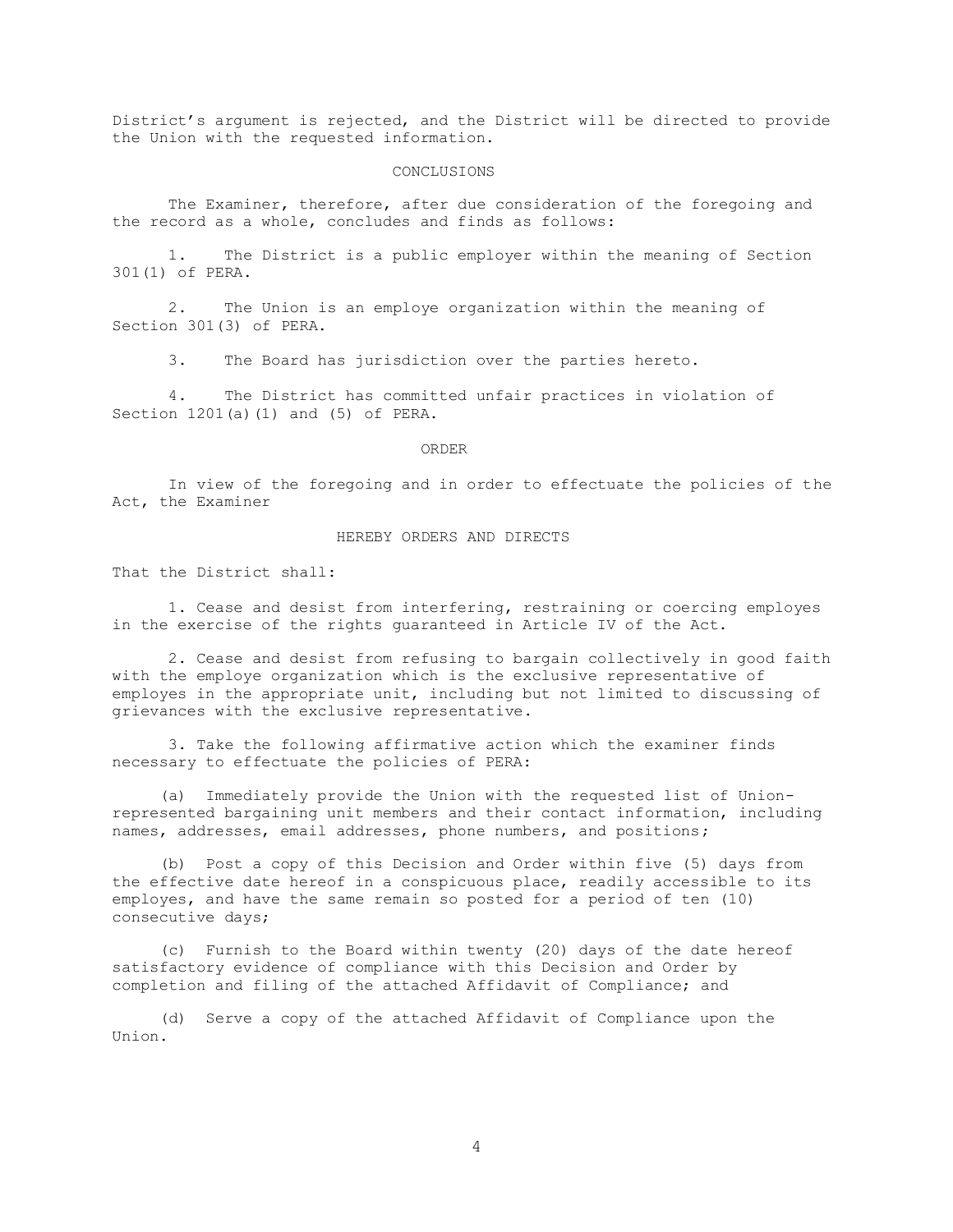District's argument is rejected, and the District will be directed to provide the Union with the requested information.

## CONCLUSIONS

The Examiner, therefore, after due consideration of the foregoing and the record as a whole, concludes and finds as follows:

1. The District is a public employer within the meaning of Section 301(1) of PERA.

2. The Union is an employe organization within the meaning of Section 301(3) of PERA.

3. The Board has jurisdiction over the parties hereto.

4. The District has committed unfair practices in violation of Section 1201(a)(1) and (5) of PERA.

## ORDER

In view of the foregoing and in order to effectuate the policies of the Act, the Examiner

### HEREBY ORDERS AND DIRECTS

That the District shall:

1. Cease and desist from interfering, restraining or coercing employes in the exercise of the rights guaranteed in Article IV of the Act.

2. Cease and desist from refusing to bargain collectively in good faith with the employe organization which is the exclusive representative of employes in the appropriate unit, including but not limited to discussing of grievances with the exclusive representative.

3. Take the following affirmative action which the examiner finds necessary to effectuate the policies of PERA:

(a) Immediately provide the Union with the requested list of Union-represented bargaining unit members and their contact information, including names, addresses, email addresses, phone numbers, and positions;

(b) Post a copy of this Decision and Order within five (5) days from the effective date hereof in a conspicuous place, readily accessible to its employes, and have the same remain so posted for a period of ten (10) consecutive days;

(c) Furnish to the Board within twenty (20) days of the date hereof satisfactory evidence of compliance with this Decision and Order by completion and filing of the attached Affidavit of Compliance; and

(d) Serve a copy of the attached Affidavit of Compliance upon the Union.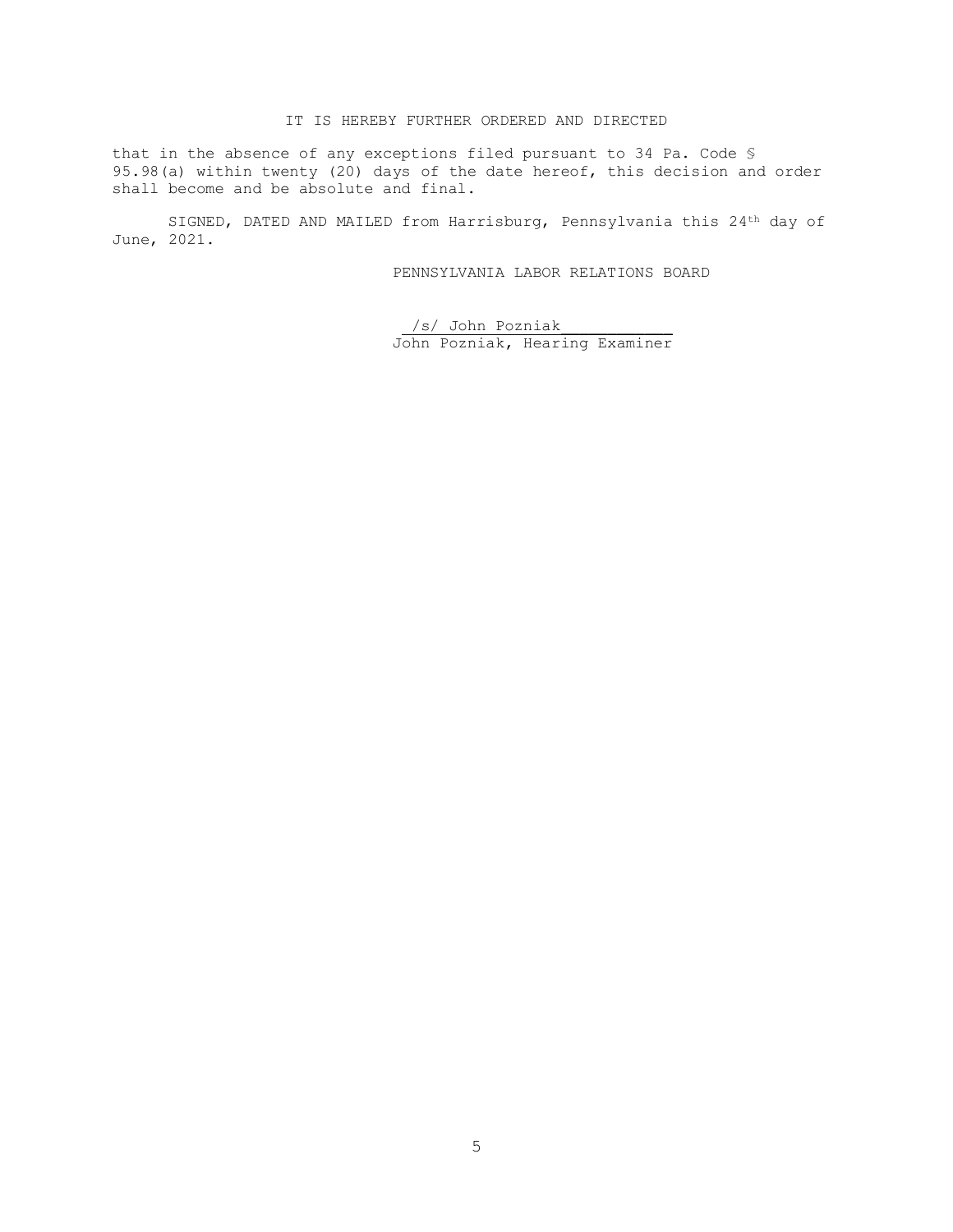IT IS HEREBY FURTHER ORDERED AND DIRECTED

that in the absence of any exceptions filed pursuant to 34 Pa. Code § 95.98(a) within twenty (20) days of the date hereof, this decision and order shall become and be absolute and final.

SIGNED, DATED AND MAILED from Harrisburg, Pennsylvania this 24th day of June, 2021.

PENNSYLVANIA LABOR RELATIONS BOARD

/s/ John Pozniak

John Pozniak, Hearing Examiner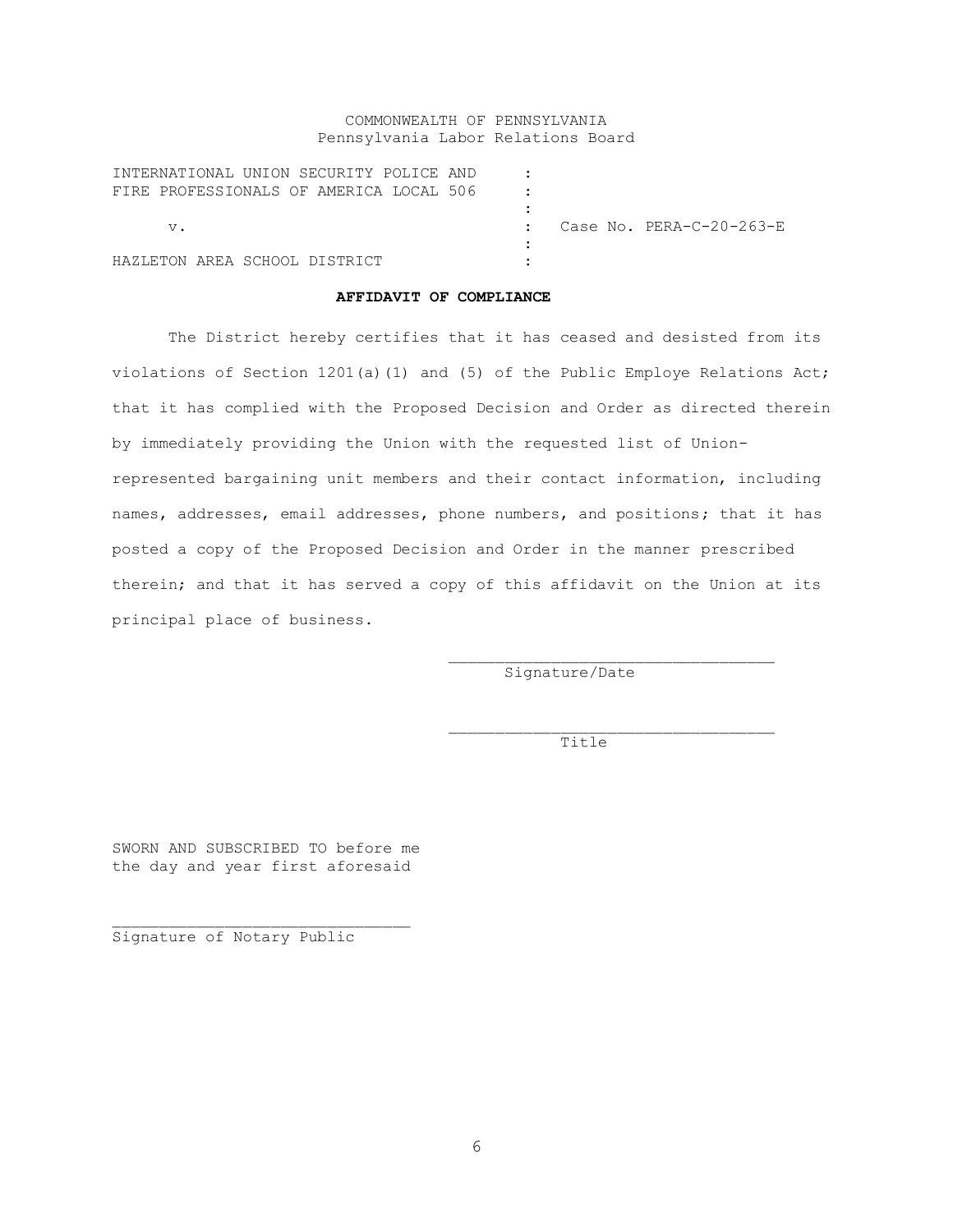COMMONWEALTH OF PENNSYLVANIA
Pennsylvania Labor Relations Board

| | | |
|---|---|---|
| INTERNATIONAL UNION SECURITY POLICE AND FIRE PROFESSIONALS OF AMERICA LOCAL 506 | : | |
| v. | : | Case No. PERA-C-20-263-E |
| HAZLETON AREA SCHOOL DISTRICT | : | |

**AFFIDAVIT OF COMPLIANCE**

The District hereby certifies that it has ceased and desisted from its violations of Section 1201(a)(1) and (5) of the Public Employe Relations Act; that it has complied with the Proposed Decision and Order as directed therein by immediately providing the Union with the requested list of Union-represented bargaining unit members and their contact information, including names, addresses, email addresses, phone numbers, and positions; that it has posted a copy of the Proposed Decision and Order in the manner prescribed therein; and that it has served a copy of this affidavit on the Union at its principal place of business.

\_\_\_\_\_\_\_\_\_\_\_\_\_\_\_\_\_\_\_\_\_\_\_\_\_\_\_\_\_\_\_\_\_\_\_
Signature/Date

\_\_\_\_\_\_\_\_\_\_\_\_\_\_\_\_\_\_\_\_\_\_\_\_\_\_\_\_\_\_\_\_\_\_\_
Title

SWORN AND SUBSCRIBED TO before me
the day and year first aforesaid

\_\_\_\_\_\_\_\_\_\_\_\_\_\_\_\_\_\_\_\_\_\_\_\_\_\_\_\_\_\_\_\_
Signature of Notary Public